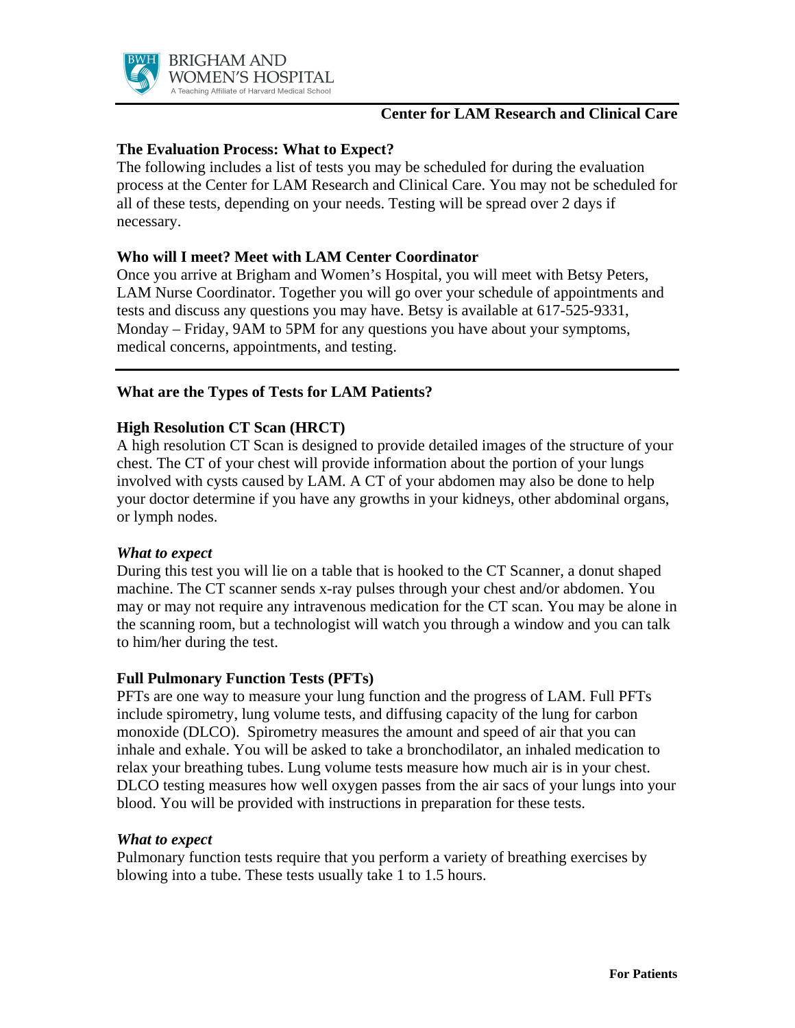BRIGHAM AND WOMEN'S HOSPITAL
A Teaching Affiliate of Harvard Medical School

**Center for LAM Research and Clinical Care**

**The Evaluation Process: What to Expect?**

The following includes a list of tests you may be scheduled for during the evaluation process at the Center for LAM Research and Clinical Care. You may not be scheduled for all of these tests, depending on your needs. Testing will be spread over 2 days if necessary.

**Who will I meet? Meet with LAM Center Coordinator**

Once you arrive at Brigham and Women's Hospital, you will meet with Betsy Peters, LAM Nurse Coordinator. Together you will go over your schedule of appointments and tests and discuss any questions you may have. Betsy is available at 617-525-9331, Monday – Friday, 9AM to 5PM for any questions you have about your symptoms, medical concerns, appointments, and testing.

---

**What are the Types of Tests for LAM Patients?**

**High Resolution CT Scan (HRCT)**

A high resolution CT Scan is designed to provide detailed images of the structure of your chest. The CT of your chest will provide information about the portion of your lungs involved with cysts caused by LAM. A CT of your abdomen may also be done to help your doctor determine if you have any growths in your kidneys, other abdominal organs, or lymph nodes.

***What to expect***

During this test you will lie on a table that is hooked to the CT Scanner, a donut shaped machine. The CT scanner sends x-ray pulses through your chest and/or abdomen. You may or may not require any intravenous medication for the CT scan. You may be alone in the scanning room, but a technologist will watch you through a window and you can talk to him/her during the test.

**Full Pulmonary Function Tests (PFTs)**

PFTs are one way to measure your lung function and the progress of LAM. Full PFTs include spirometry, lung volume tests, and diffusing capacity of the lung for carbon monoxide (DLCO). Spirometry measures the amount and speed of air that you can inhale and exhale. You will be asked to take a bronchodilator, an inhaled medication to relax your breathing tubes. Lung volume tests measure how much air is in your chest. DLCO testing measures how well oxygen passes from the air sacs of your lungs into your blood. You will be provided with instructions in preparation for these tests.

***What to expect***

Pulmonary function tests require that you perform a variety of breathing exercises by blowing into a tube. These tests usually take 1 to 1.5 hours.

**For Patients**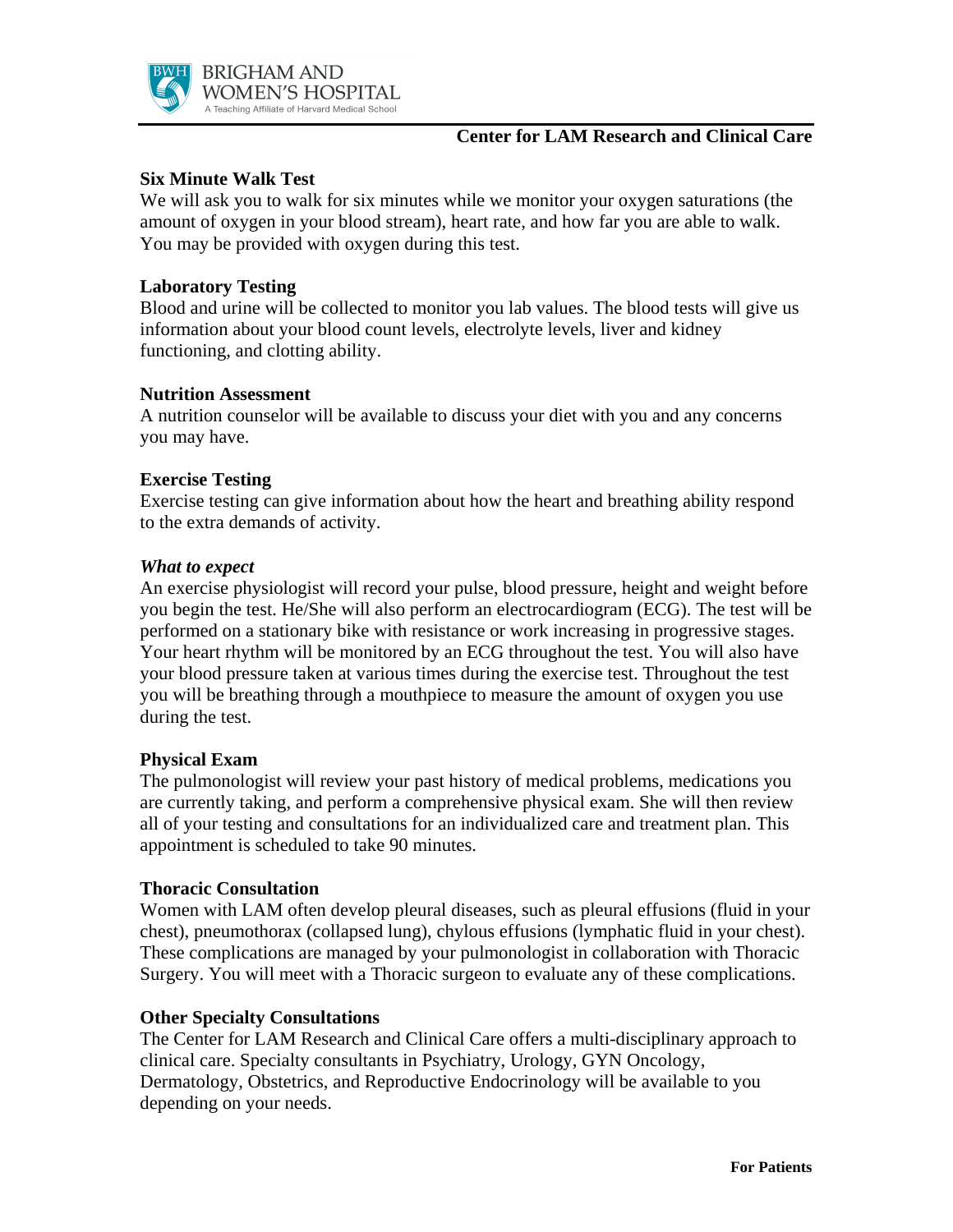## Six Minute Walk Test

We will ask you to walk for six minutes while we monitor your oxygen saturations (the amount of oxygen in your blood stream), heart rate, and how far you are able to walk. You may be provided with oxygen during this test.

## Laboratory Testing

Blood and urine will be collected to monitor you lab values. The blood tests will give us information about your blood count levels, electrolyte levels, liver and kidney functioning, and clotting ability.

## Nutrition Assessment

A nutrition counselor will be available to discuss your diet with you and any concerns you may have.

## Exercise Testing

Exercise testing can give information about how the heart and breathing ability respond to the extra demands of activity.

### *What to expect*

An exercise physiologist will record your pulse, blood pressure, height and weight before you begin the test. He/She will also perform an electrocardiogram (ECG). The test will be performed on a stationary bike with resistance or work increasing in progressive stages. Your heart rhythm will be monitored by an ECG throughout the test. You will also have your blood pressure taken at various times during the exercise test. Throughout the test you will be breathing through a mouthpiece to measure the amount of oxygen you use during the test.

## Physical Exam

The pulmonologist will review your past history of medical problems, medications you are currently taking, and perform a comprehensive physical exam. She will then review all of your testing and consultations for an individualized care and treatment plan. This appointment is scheduled to take 90 minutes.

## Thoracic Consultation

Women with LAM often develop pleural diseases, such as pleural effusions (fluid in your chest), pneumothorax (collapsed lung), chylous effusions (lymphatic fluid in your chest). These complications are managed by your pulmonologist in collaboration with Thoracic Surgery. You will meet with a Thoracic surgeon to evaluate any of these complications.

## Other Specialty Consultations

The Center for LAM Research and Clinical Care offers a multi-disciplinary approach to clinical care. Specialty consultants in Psychiatry, Urology, GYN Oncology, Dermatology, Obstetrics, and Reproductive Endocrinology will be available to you depending on your needs.